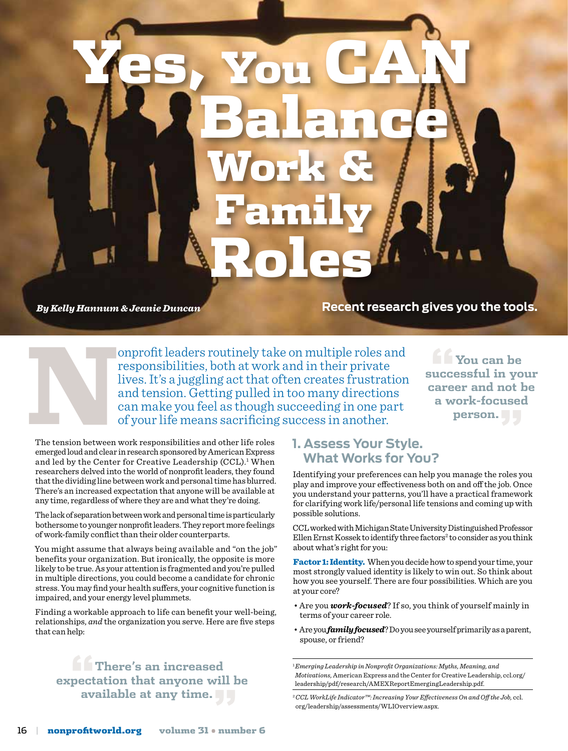# Yes, You CAN Balance Work & Family Roles

*By Kelly Hannum & Jeanie Duncan*

**Recent research gives you the tools.**

Nonprofit leaders routinely take on multiple roles and responsibilities, both at work and in their private lives. It's a juggling act that often creates frustration and tension. Getting pulled in too many directions can make you feel as though succeeding in one part of your life means sacrificing success in another.

> "You can be successful in your career and not be a work-focused person."

The tension between work responsibilities and other life roles emerged loud and clear in research sponsored by American Express and led by the Center for Creative Leadership (CCL).[1] When researchers delved into the world of nonprofit leaders, they found that the dividing line between work and personal time has blurred. There's an increased expectation that anyone will be available at any time, regardless of where they are and what they're doing.

The lack of separation between work and personal time is particularly bothersome to younger nonprofit leaders. They report more feelings of work-family conflict than their older counterparts.

You might assume that always being available and "on the job" benefits your organization. But ironically, the opposite is more likely to be true. As your attention is fragmented and you're pulled in multiple directions, you could become a candidate for chronic stress. You may find your health suffers, your cognitive function is impaired, and your energy level plummets.

Finding a workable approach to life can benefit your well-being, relationships, *and* the organization you serve. Here are five steps that can help:

> "There's an increased expectation that anyone will be available at any time."

## 1. Assess Your Style. What Works for You?

Identifying your preferences can help you manage the roles you play and improve your effectiveness both on and off the job. Once you understand your patterns, you'll have a practical framework for clarifying work life/personal life tensions and coming up with possible solutions.

CCL worked with Michigan State University Distinguished Professor Ellen Ernst Kossek to identify three factors[2] to consider as you think about what's right for you:

**Factor 1: Identity.** When you decide how to spend your time, your most strongly valued identity is likely to win out. So think about how you see yourself. There are four possibilities. Which are you at your core?

- Are you ***work-focused***? If so, you think of yourself mainly in terms of your career role.
- Are you ***family focused***? Do you see yourself primarily as a parent, spouse, or friend?

---

[1] *Emerging Leadership in Nonprofit Organizations: Myths, Meaning, and Motivations,* American Express and the Center for Creative Leadership, ccl.org/leadership/pdf/research/AMEXReportEmergingLeadership.pdf.

[2] *CCL WorkLife Indicator™: Increasing Your Effectiveness On and Off the Job,* ccl.org/leadership/assessments/WLIOverview.aspx.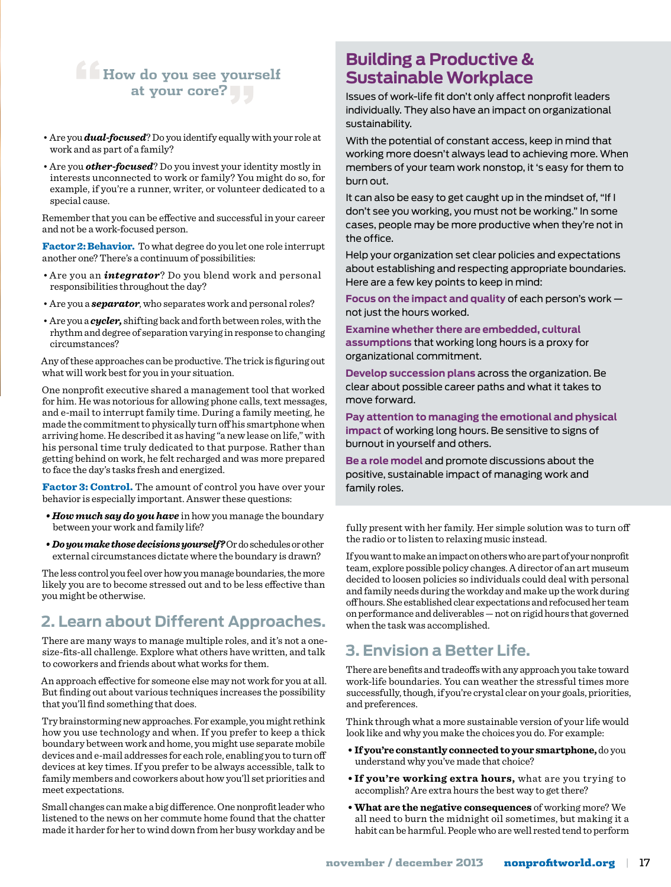> How do you see yourself at your core?

- Are you ***dual-focused***? Do you identify equally with your role at work and as part of a family?
- Are you ***other-focused***? Do you invest your identity mostly in interests unconnected to work or family? You might do so, for example, if you're a runner, writer, or volunteer dedicated to a special cause.

Remember that you can be effective and successful in your career and not be a work-focused person.

**Factor 2: Behavior.** To what degree do you let one role interrupt another one? There's a continuum of possibilities:

- Are you an ***integrator***? Do you blend work and personal responsibilities throughout the day?
- Are you a ***separator***, who separates work and personal roles?
- Are you a ***cycler,*** shifting back and forth between roles, with the rhythm and degree of separation varying in response to changing circumstances?

Any of these approaches can be productive. The trick is figuring out what will work best for you in your situation.

One nonprofit executive shared a management tool that worked for him. He was notorious for allowing phone calls, text messages, and e-mail to interrupt family time. During a family meeting, he made the commitment to physically turn off his smartphone when arriving home. He described it as having "a new lease on life," with his personal time truly dedicated to that purpose. Rather than getting behind on work, he felt recharged and was more prepared to face the day's tasks fresh and energized.

**Factor 3: Control.** The amount of control you have over your behavior is especially important. Answer these questions:

- ***How much say do you have*** in how you manage the boundary between your work and family life?
- ***Do you make those decisions yourself?*** Or do schedules or other external circumstances dictate where the boundary is drawn?

The less control you feel over how you manage boundaries, the more likely you are to become stressed out and to be less effective than you might be otherwise.

## 2. Learn about Different Approaches.

There are many ways to manage multiple roles, and it's not a one-size-fits-all challenge. Explore what others have written, and talk to coworkers and friends about what works for them.

An approach effective for someone else may not work for you at all. But finding out about various techniques increases the possibility that you'll find something that does.

Try brainstorming new approaches. For example, you might rethink how you use technology and when. If you prefer to keep a thick boundary between work and home, you might use separate mobile devices and e-mail addresses for each role, enabling you to turn off devices at key times. If you prefer to be always accessible, talk to family members and coworkers about how you'll set priorities and meet expectations.

Small changes can make a big difference. One nonprofit leader who listened to the news on her commute home found that the chatter made it harder for her to wind down from her busy workday and be fully present with her family. Her simple solution was to turn off the radio or to listen to relaxing music instead.

If you want to make an impact on others who are part of your nonprofit team, explore possible policy changes. A director of an art museum decided to loosen policies so individuals could deal with personal and family needs during the workday and make up the work during off hours. She established clear expectations and refocused her team on performance and deliverables — not on rigid hours that governed when the task was accomplished.

## Building a Productive & Sustainable Workplace

Issues of work-life fit don't only affect nonprofit leaders individually. They also have an impact on organizational sustainability.

With the potential of constant access, keep in mind that working more doesn't always lead to achieving more. When members of your team work nonstop, it 's easy for them to burn out.

It can also be easy to get caught up in the mindset of, "If I don't see you working, you must not be working." In some cases, people may be more productive when they're not in the office.

Help your organization set clear policies and expectations about establishing and respecting appropriate boundaries. Here are a few key points to keep in mind:

**Focus on the impact and quality** of each person's work — not just the hours worked.

**Examine whether there are embedded, cultural assumptions** that working long hours is a proxy for organizational commitment.

**Develop succession plans** across the organization. Be clear about possible career paths and what it takes to move forward.

**Pay attention to managing the emotional and physical impact** of working long hours. Be sensitive to signs of burnout in yourself and others.

**Be a role model** and promote discussions about the positive, sustainable impact of managing work and family roles.

## 3. Envision a Better Life.

There are benefits and tradeoffs with any approach you take toward work-life boundaries. You can weather the stressful times more successfully, though, if you're crystal clear on your goals, priorities, and preferences.

Think through what a more sustainable version of your life would look like and why you make the choices you do. For example:

- **If you're constantly connected to your smartphone,** do you understand why you've made that choice?
- **If you're working extra hours,** what are you trying to accomplish? Are extra hours the best way to get there?
- **What are the negative consequences** of working more? We all need to burn the midnight oil sometimes, but making it a habit can be harmful. People who are well rested tend to perform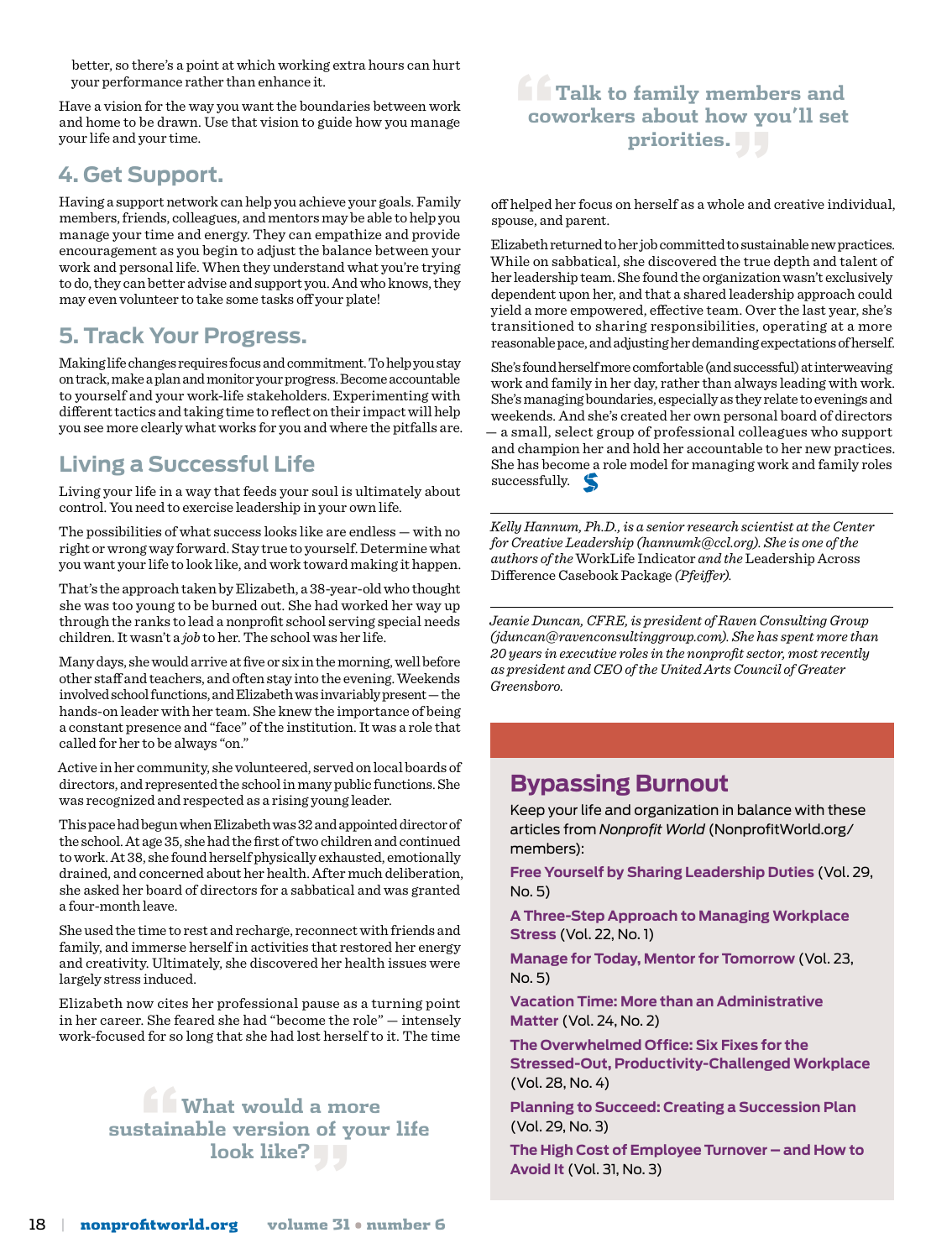better, so there's a point at which working extra hours can hurt your performance rather than enhance it.

Have a vision for the way you want the boundaries between work and home to be drawn. Use that vision to guide how you manage your life and your time.

## 4. Get Support.

Having a support network can help you achieve your goals. Family members, friends, colleagues, and mentors may be able to help you manage your time and energy. They can empathize and provide encouragement as you begin to adjust the balance between your work and personal life. When they understand what you're trying to do, they can better advise and support you. And who knows, they may even volunteer to take some tasks off your plate!

## 5. Track Your Progress.

Making life changes requires focus and commitment. To help you stay on track, make a plan and monitor your progress. Become accountable to yourself and your work-life stakeholders. Experimenting with different tactics and taking time to reflect on their impact will help you see more clearly what works for you and where the pitfalls are.

## Living a Successful Life

Living your life in a way that feeds your soul is ultimately about control. You need to exercise leadership in your own life.

The possibilities of what success looks like are endless — with no right or wrong way forward. Stay true to yourself. Determine what you want your life to look like, and work toward making it happen.

That's the approach taken by Elizabeth, a 38-year-old who thought she was too young to be burned out. She had worked her way up through the ranks to lead a nonprofit school serving special needs children. It wasn't a *job* to her. The school was her life.

Many days, she would arrive at five or six in the morning, well before other staff and teachers, and often stay into the evening. Weekends involved school functions, and Elizabeth was invariably present — the hands-on leader with her team. She knew the importance of being a constant presence and "face" of the institution. It was a role that called for her to be always "on."

Active in her community, she volunteered, served on local boards of directors, and represented the school in many public functions. She was recognized and respected as a rising young leader.

This pace had begun when Elizabeth was 32 and appointed director of the school. At age 35, she had the first of two children and continued to work. At 38, she found herself physically exhausted, emotionally drained, and concerned about her health. After much deliberation, she asked her board of directors for a sabbatical and was granted a four-month leave.

She used the time to rest and recharge, reconnect with friends and family, and immerse herself in activities that restored her energy and creativity. Ultimately, she discovered her health issues were largely stress induced.

Elizabeth now cites her professional pause as a turning point in her career. She feared she had "become the role" — intensely work-focused for so long that she had lost herself to it. The time off helped her focus on herself as a whole and creative individual, spouse, and parent.

> **"What would a more sustainable version of your life look like?"**

> **"Talk to family members and coworkers about how you'll set priorities."**

Elizabeth returned to her job committed to sustainable new practices. While on sabbatical, she discovered the true depth and talent of her leadership team. She found the organization wasn't exclusively dependent upon her, and that a shared leadership approach could yield a more empowered, effective team. Over the last year, she's transitioned to sharing responsibilities, operating at a more reasonable pace, and adjusting her demanding expectations of herself.

She's found herself more comfortable (and successful) at interweaving work and family in her day, rather than always leading with work. She's managing boundaries, especially as they relate to evenings and weekends. And she's created her own personal board of directors — a small, select group of professional colleagues who support and champion her and hold her accountable to her new practices. She has become a role model for managing work and family roles successfully.

---

*Kelly Hannum, Ph.D., is a senior research scientist at the Center for Creative Leadership (hannumk@ccl.org). She is one of the authors of the* WorkLife Indicator *and the* Leadership Across Difference Casebook Package *(Pfeiffer).*

---

*Jeanie Duncan, CFRE, is president of Raven Consulting Group (jduncan@ravenconsultinggroup.com). She has spent more than 20 years in executive roles in the nonprofit sector, most recently as president and CEO of the United Arts Council of Greater Greensboro.*

---

## Bypassing Burnout

Keep your life and organization in balance with these articles from *Nonprofit World* (NonprofitWorld.org/members):

**Free Yourself by Sharing Leadership Duties** (Vol. 29, No. 5)

**A Three-Step Approach to Managing Workplace Stress** (Vol. 22, No. 1)

**Manage for Today, Mentor for Tomorrow** (Vol. 23, No. 5)

**Vacation Time: More than an Administrative Matter** (Vol. 24, No. 2)

**The Overwhelmed Office: Six Fixes for the Stressed-Out, Productivity-Challenged Workplace** (Vol. 28, No. 4)

**Planning to Succeed: Creating a Succession Plan** (Vol. 29, No. 3)

**The High Cost of Employee Turnover – and How to Avoid It** (Vol. 31, No. 3)